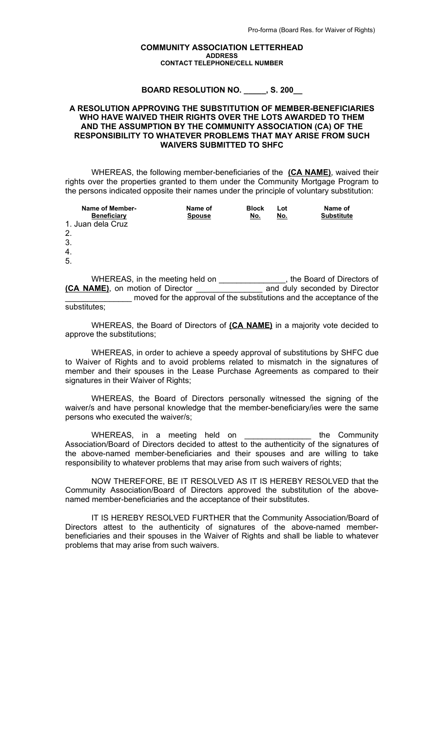Pro-forma (Board Res. for Waiver of Rights)

**COMMUNITY ASSOCIATION LETTERHEAD**
**ADDRESS**
**CONTACT TELEPHONE/CELL NUMBER**

**BOARD RESOLUTION NO. _____, S. 200__**

**A RESOLUTION APPROVING THE SUBSTITUTION OF MEMBER-BENEFICIARIES WHO HAVE WAIVED THEIR RIGHTS OVER THE LOTS AWARDED TO THEM AND THE ASSUMPTION BY THE COMMUNITY ASSOCIATION (CA) OF THE RESPONSIBILITY TO WHATEVER PROBLEMS THAT MAY ARISE FROM SUCH WAIVERS SUBMITTED TO SHFC**

WHEREAS, the following member-beneficiaries of the **(CA NAME)**, waived their rights over the properties granted to them under the Community Mortgage Program to the persons indicated opposite their names under the principle of voluntary substitution:

| Name of Member-Beneficiary | Name of Spouse | Block No. | Lot No. | Name of Substitute |
|---|---|---|---|---|
| 1. Juan dela Cruz | | | | |
| 2. | | | | |
| 3. | | | | |
| 4. | | | | |
| 5. | | | | |

WHEREAS, in the meeting held on _______________, the Board of Directors of **(CA NAME)**, on motion of Director _______________ and duly seconded by Director _______________ moved for the approval of the substitutions and the acceptance of the substitutes;

WHEREAS, the Board of Directors of **(CA NAME)** in a majority vote decided to approve the substitutions;

WHEREAS, in order to achieve a speedy approval of substitutions by SHFC due to Waiver of Rights and to avoid problems related to mismatch in the signatures of member and their spouses in the Lease Purchase Agreements as compared to their signatures in their Waiver of Rights;

WHEREAS, the Board of Directors personally witnessed the signing of the waiver/s and have personal knowledge that the member-beneficiary/ies were the same persons who executed the waiver/s;

WHEREAS, in a meeting held on _______________ the Community Association/Board of Directors decided to attest to the authenticity of the signatures of the above-named member-beneficiaries and their spouses and are willing to take responsibility to whatever problems that may arise from such waivers of rights;

NOW THEREFORE, BE IT RESOLVED AS IT IS HEREBY RESOLVED that the Community Association/Board of Directors approved the substitution of the above-named member-beneficiaries and the acceptance of their substitutes.

IT IS HEREBY RESOLVED FURTHER that the Community Association/Board of Directors attest to the authenticity of signatures of the above-named member-beneficiaries and their spouses in the Waiver of Rights and shall be liable to whatever problems that may arise from such waivers.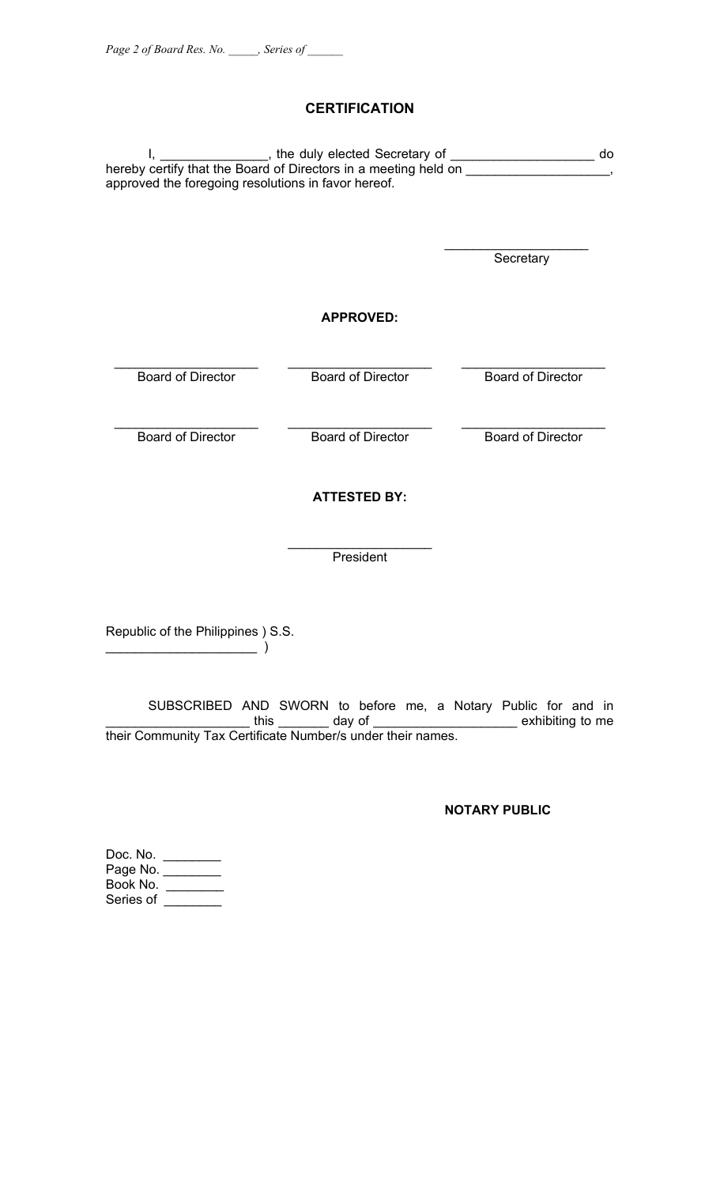## CERTIFICATION

I, _______________, the duly elected Secretary of ____________________ do hereby certify that the Board of Directors in a meeting held on ____________________, approved the foregoing resolutions in favor hereof.

____________________
Secretary

**APPROVED:**

| | | |
|---|---|---|
| ____________________ | ____________________ | ____________________ |
| Board of Director | Board of Director | Board of Director |
| ____________________ | ____________________ | ____________________ |
| Board of Director | Board of Director | Board of Director |

**ATTESTED BY:**

____________________
President

Republic of the Philippines ) S.S.
_____________________ )

SUBSCRIBED AND SWORN to before me, a Notary Public for and in ____________________ this _______ day of ____________________ exhibiting to me their Community Tax Certificate Number/s under their names.

**NOTARY PUBLIC**

Doc. No. ________
Page No. ________
Book No. ________
Series of ________